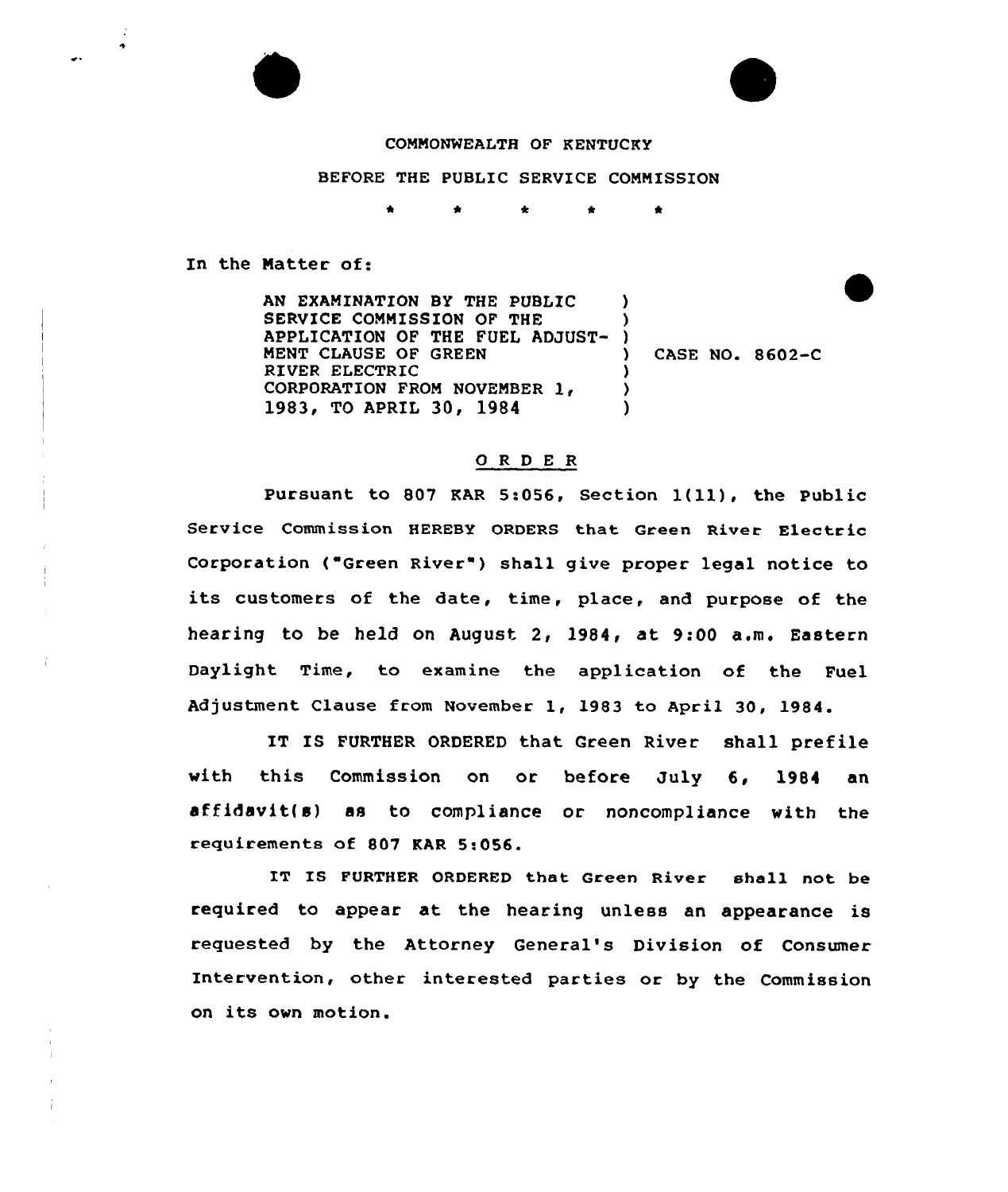COMMONWEALTH OF KENTUCKY

BEFORE THE PUBLIC SERVICE COMMISSION

\* \* \* \* \*

In the Matter of:

| | | |
|---|---|---|
| AN EXAMINATION BY THE PUBLIC SERVICE COMMISSION OF THE APPLICATION OF THE FUEL ADJUSTMENT CLAUSE OF GREEN RIVER ELECTRIC CORPORATION FROM NOVEMBER 1, 1983, TO APRIL 30, 1984 | ) | CASE NO. 8602-C |

## O R D E R

Pursuant to 807 KAR 5:056, Section 1(11), the Public Service Commission HEREBY ORDERS that Green River Electric Corporation ("Green River") shall give proper legal notice to its customers of the date, time, place, and purpose of the hearing to be held on August 2, 1984, at 9:00 a.m. Eastern Daylight Time, to examine the application of the Fuel Adjustment Clause from November 1, 1983 to April 30, 1984.

IT IS FURTHER ORDERED that Green River shall prefile with this Commission on or before July 6, 1984 an affidavit(s) as to compliance or noncompliance with the requirements of 807 KAR 5:056.

IT IS FURTHER ORDERED that Green River shall not be required to appear at the hearing unless an appearance is requested by the Attorney General's Division of Consumer Intervention, other interested parties or by the Commission on its own motion.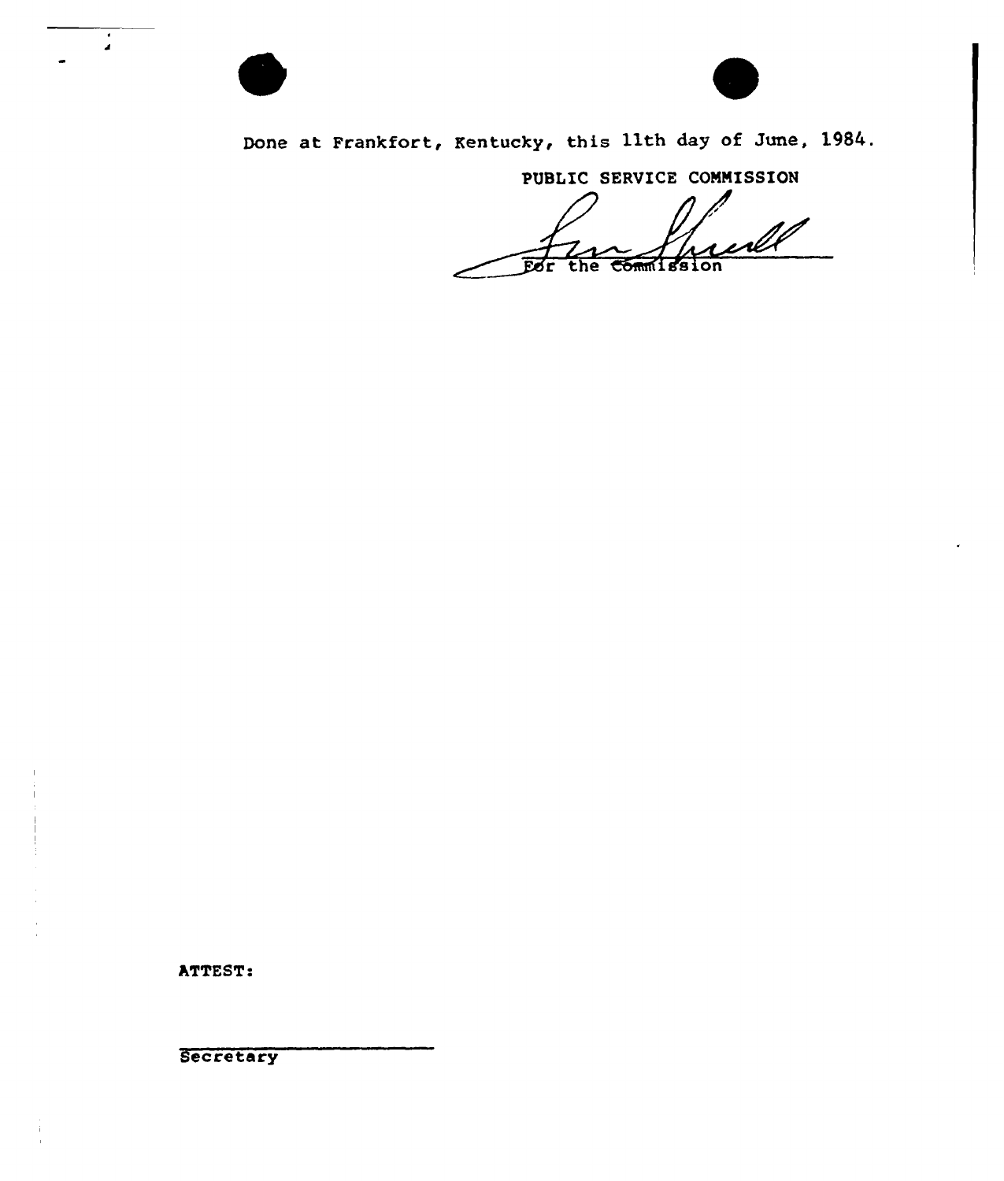Done at Frankfort, Kentucky, this 11th day of June, 1984.

PUBLIC SERVICE COMMISSION

For the Commission

ATTEST:

Secretary